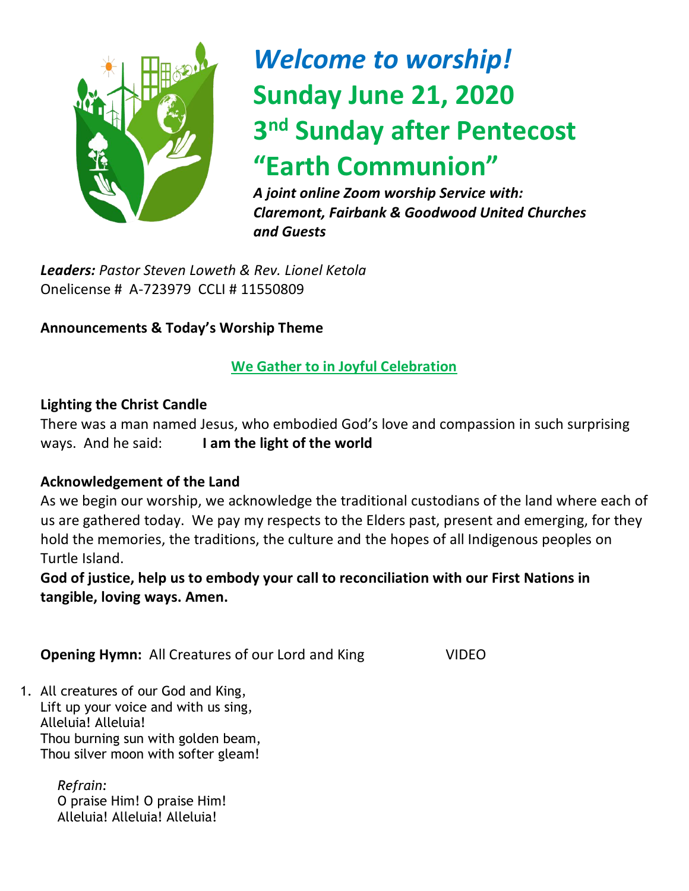# *Welcome to worship!*
# Sunday June 21, 2020
# 3nd Sunday after Pentecost
# "Earth Communion"

***A joint online Zoom worship Service with: Claremont, Fairbank & Goodwood United Churches and Guests***

***Leaders:*** *Pastor Steven Loweth & Rev. Lionel Ketola*
Onelicense # A-723979 CCLI # 11550809

**Announcements & Today's Worship Theme**

## We Gather to in Joyful Celebration

**Lighting the Christ Candle**
There was a man named Jesus, who embodied God's love and compassion in such surprising ways. And he said: **I am the light of the world**

**Acknowledgement of the Land**
As we begin our worship, we acknowledge the traditional custodians of the land where each of us are gathered today. We pay my respects to the Elders past, present and emerging, for they hold the memories, the traditions, the culture and the hopes of all Indigenous peoples on Turtle Island.
**God of justice, help us to embody your call to reconciliation with our First Nations in tangible, loving ways. Amen.**

**Opening Hymn:** All Creatures of our Lord and King VIDEO

1. All creatures of our God and King,
   Lift up your voice and with us sing,
   Alleluia! Alleluia!
   Thou burning sun with golden beam,
   Thou silver moon with softer gleam!

   *Refrain:*
   O praise Him! O praise Him!
   Alleluia! Alleluia! Alleluia!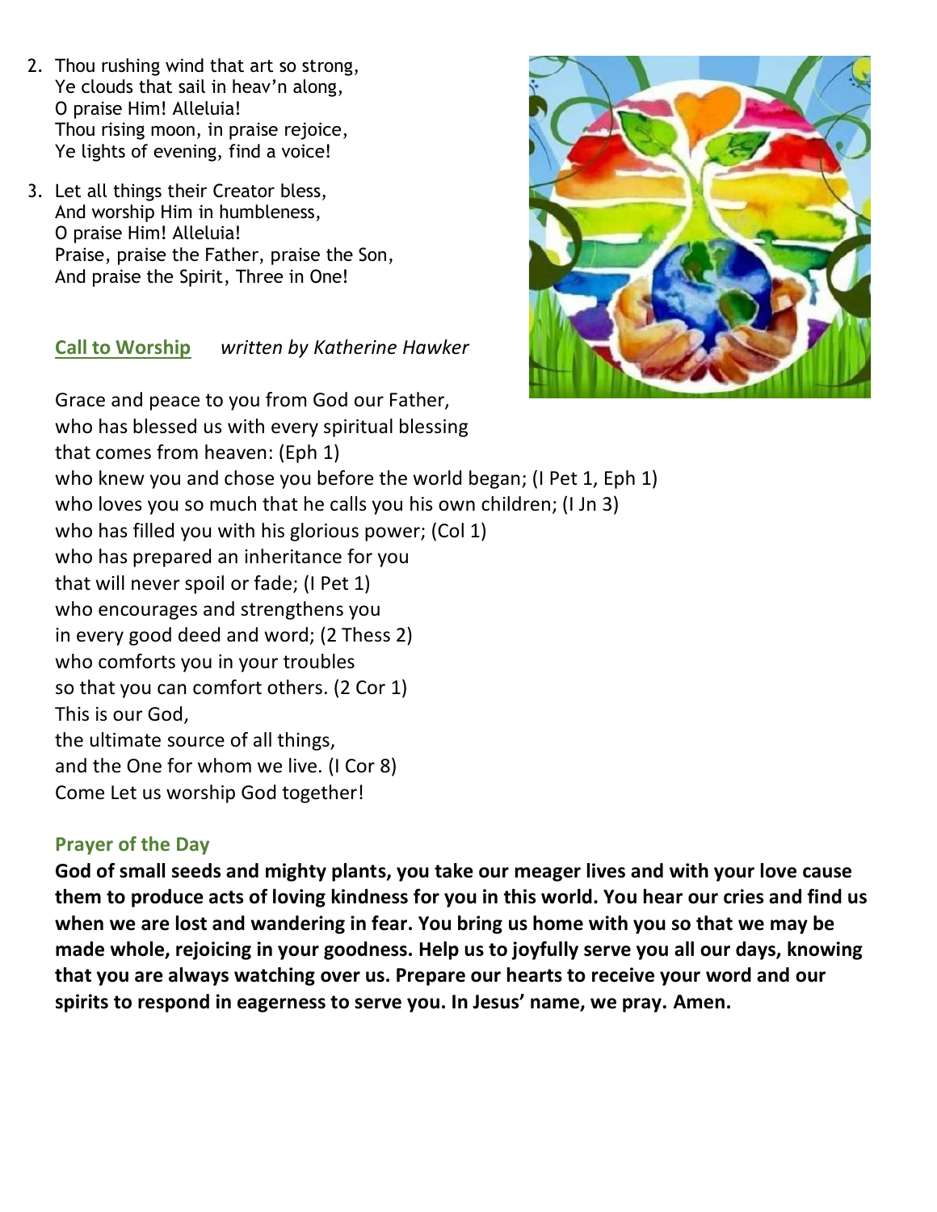2. Thou rushing wind that art so strong,
   Ye clouds that sail in heav'n along,
   O praise Him! Alleluia!
   Thou rising moon, in praise rejoice,
   Ye lights of evening, find a voice!

3. Let all things their Creator bless,
   And worship Him in humbleness,
   O praise Him! Alleluia!
   Praise, praise the Father, praise the Son,
   And praise the Spirit, Three in One!

## Call to Worship *written by Katherine Hawker*

Grace and peace to you from God our Father,
who has blessed us with every spiritual blessing
that comes from heaven: (Eph 1)
who knew you and chose you before the world began; (I Pet 1, Eph 1)
who loves you so much that he calls you his own children; (I Jn 3)
who has filled you with his glorious power; (Col 1)
who has prepared an inheritance for you
that will never spoil or fade; (I Pet 1)
who encourages and strengthens you
in every good deed and word; (2 Thess 2)
who comforts you in your troubles
so that you can comfort others. (2 Cor 1)
This is our God,
the ultimate source of all things,
and the One for whom we live. (I Cor 8)
Come Let us worship God together!

## Prayer of the Day

**God of small seeds and mighty plants, you take our meager lives and with your love cause them to produce acts of loving kindness for you in this world. You hear our cries and find us when we are lost and wandering in fear. You bring us home with you so that we may be made whole, rejoicing in your goodness. Help us to joyfully serve you all our days, knowing that you are always watching over us. Prepare our hearts to receive your word and our spirits to respond in eagerness to serve you. In Jesus' name, we pray. Amen.**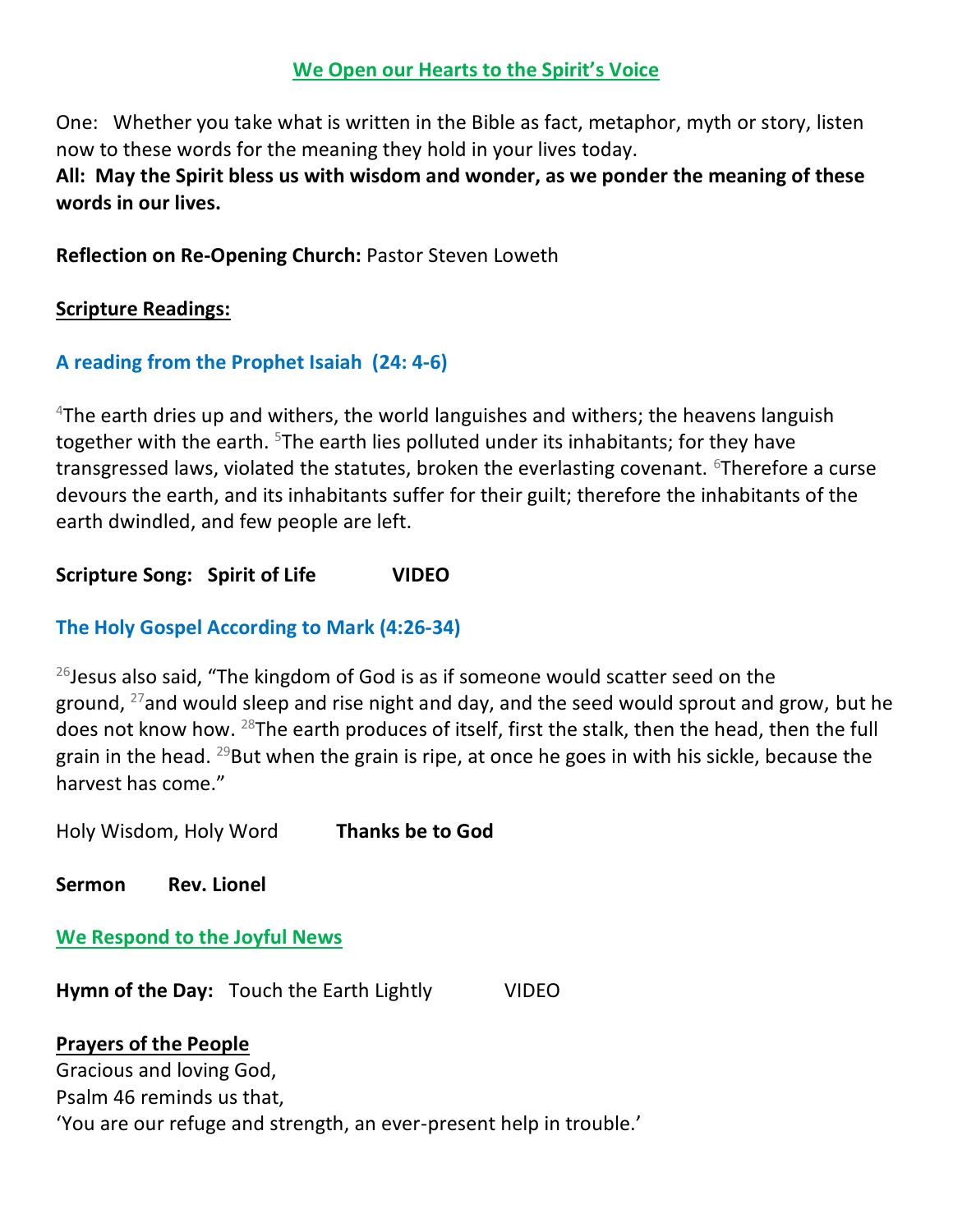## We Open our Hearts to the Spirit's Voice

One: Whether you take what is written in the Bible as fact, metaphor, myth or story, listen now to these words for the meaning they hold in your lives today.

**All: May the Spirit bless us with wisdom and wonder, as we ponder the meaning of these words in our lives.**

**Reflection on Re-Opening Church:** Pastor Steven Loweth

**Scripture Readings:**

### A reading from the Prophet Isaiah (24: 4-6)

[4]The earth dries up and withers, the world languishes and withers; the heavens languish together with the earth. [5]The earth lies polluted under its inhabitants; for they have transgressed laws, violated the statutes, broken the everlasting covenant. [6]Therefore a curse devours the earth, and its inhabitants suffer for their guilt; therefore the inhabitants of the earth dwindled, and few people are left.

**Scripture Song: Spirit of Life VIDEO**

### The Holy Gospel According to Mark (4:26-34)

[26]Jesus also said, "The kingdom of God is as if someone would scatter seed on the ground, [27]and would sleep and rise night and day, and the seed would sprout and grow, but he does not know how. [28]The earth produces of itself, first the stalk, then the head, then the full grain in the head. [29]But when the grain is ripe, at once he goes in with his sickle, because the harvest has come."

Holy Wisdom, Holy Word **Thanks be to God**

**Sermon Rev. Lionel**

## We Respond to the Joyful News

**Hymn of the Day:** Touch the Earth Lightly VIDEO

**Prayers of the People**

Gracious and loving God,
Psalm 46 reminds us that,
'You are our refuge and strength, an ever-present help in trouble.'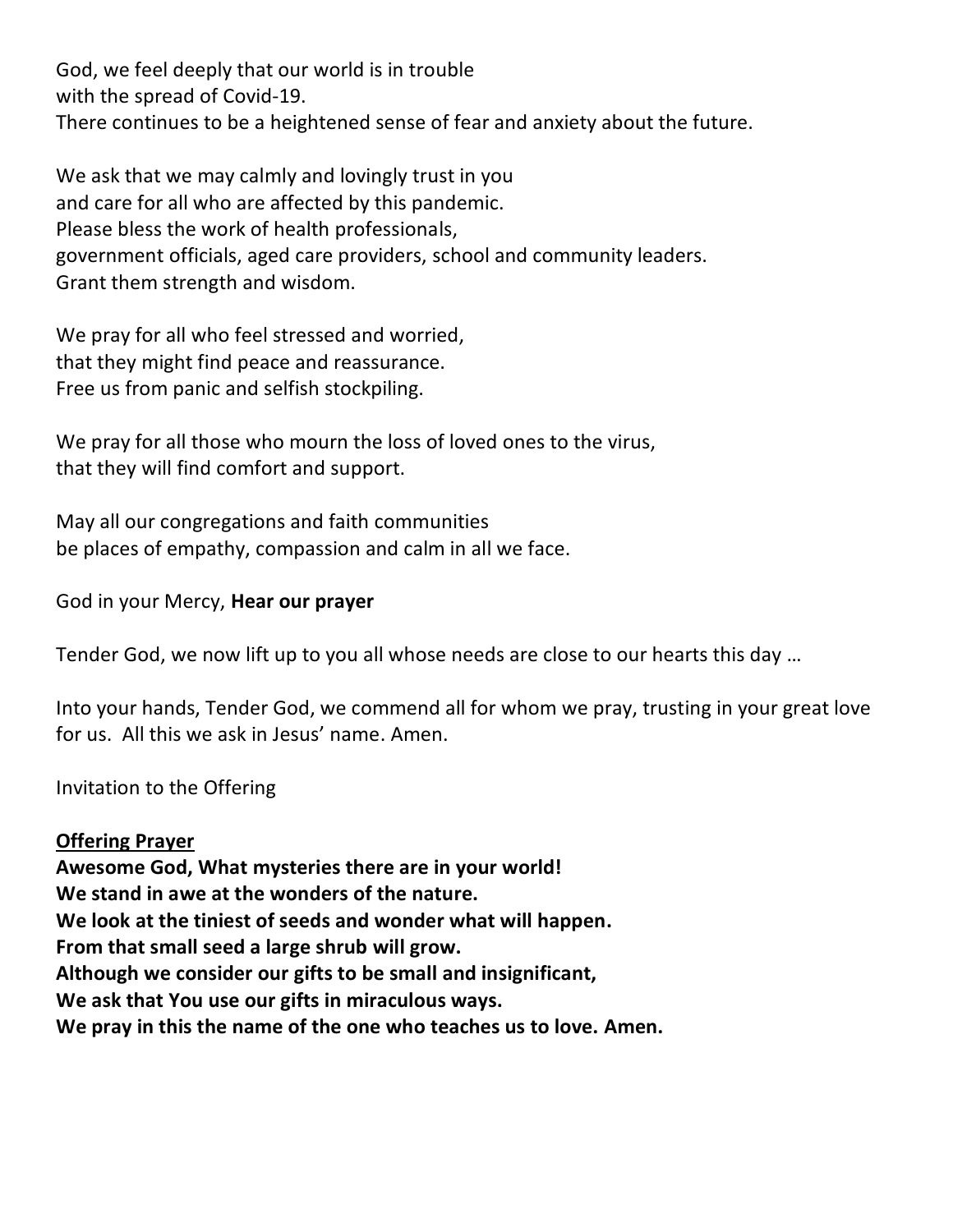God, we feel deeply that our world is in trouble
with the spread of Covid-19.
There continues to be a heightened sense of fear and anxiety about the future.

We ask that we may calmly and lovingly trust in you
and care for all who are affected by this pandemic.
Please bless the work of health professionals,
government officials, aged care providers, school and community leaders.
Grant them strength and wisdom.

We pray for all who feel stressed and worried,
that they might find peace and reassurance.
Free us from panic and selfish stockpiling.

We pray for all those who mourn the loss of loved ones to the virus,
that they will find comfort and support.

May all our congregations and faith communities
be places of empathy, compassion and calm in all we face.

God in your Mercy, **Hear our prayer**

Tender God, we now lift up to you all whose needs are close to our hearts this day …

Into your hands, Tender God, we commend all for whom we pray, trusting in your great love for us. All this we ask in Jesus' name. Amen.

Invitation to the Offering

**<u>Offering Prayer</u>**

**Awesome God, What mysteries there are in your world!**
**We stand in awe at the wonders of the nature.**
**We look at the tiniest of seeds and wonder what will happen.**
**From that small seed a large shrub will grow.**
**Although we consider our gifts to be small and insignificant,**
**We ask that You use our gifts in miraculous ways.**
**We pray in this the name of the one who teaches us to love. Amen.**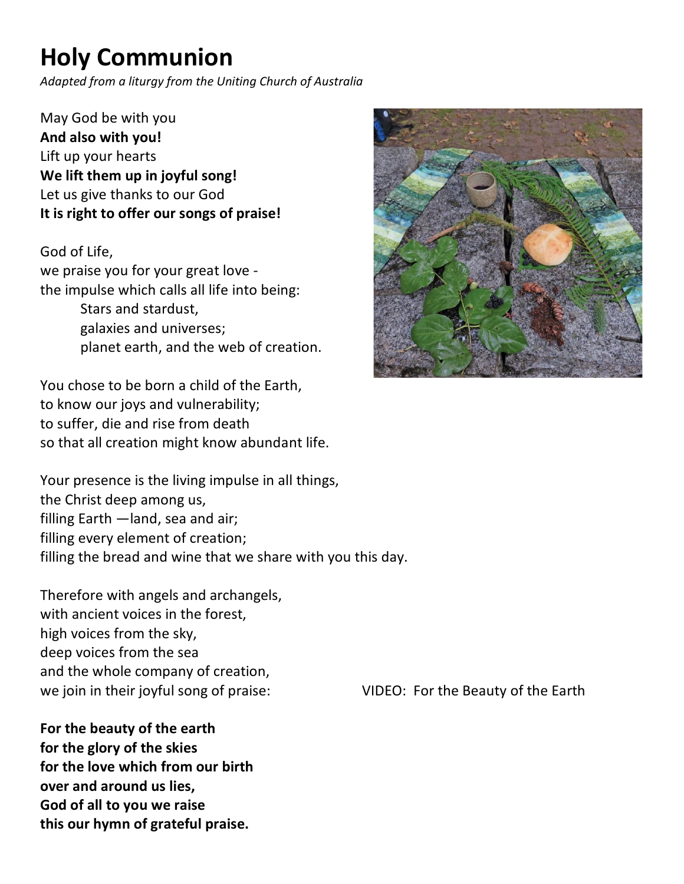# Holy Communion

*Adapted from a liturgy from the Uniting Church of Australia*

May God be with you  
**And also with you!**  
Lift up your hearts  
**We lift them up in joyful song!**  
Let us give thanks to our God  
**It is right to offer our songs of praise!**

God of Life,  
we praise you for your great love -  
the impulse which calls all life into being:  
Stars and stardust,  
galaxies and universes;  
planet earth, and the web of creation.

You chose to be born a child of the Earth,  
to know our joys and vulnerability;  
to suffer, die and rise from death  
so that all creation might know abundant life.

Your presence is the living impulse in all things,  
the Christ deep among us,  
filling Earth —land, sea and air;  
filling every element of creation;  
filling the bread and wine that we share with you this day.

Therefore with angels and archangels,  
with ancient voices in the forest,  
high voices from the sky,  
deep voices from the sea  
and the whole company of creation,  
we join in their joyful song of praise:

VIDEO: For the Beauty of the Earth

**For the beauty of the earth**  
**for the glory of the skies**  
**for the love which from our birth**  
**over and around us lies,**  
**God of all to you we raise**  
**this our hymn of grateful praise.**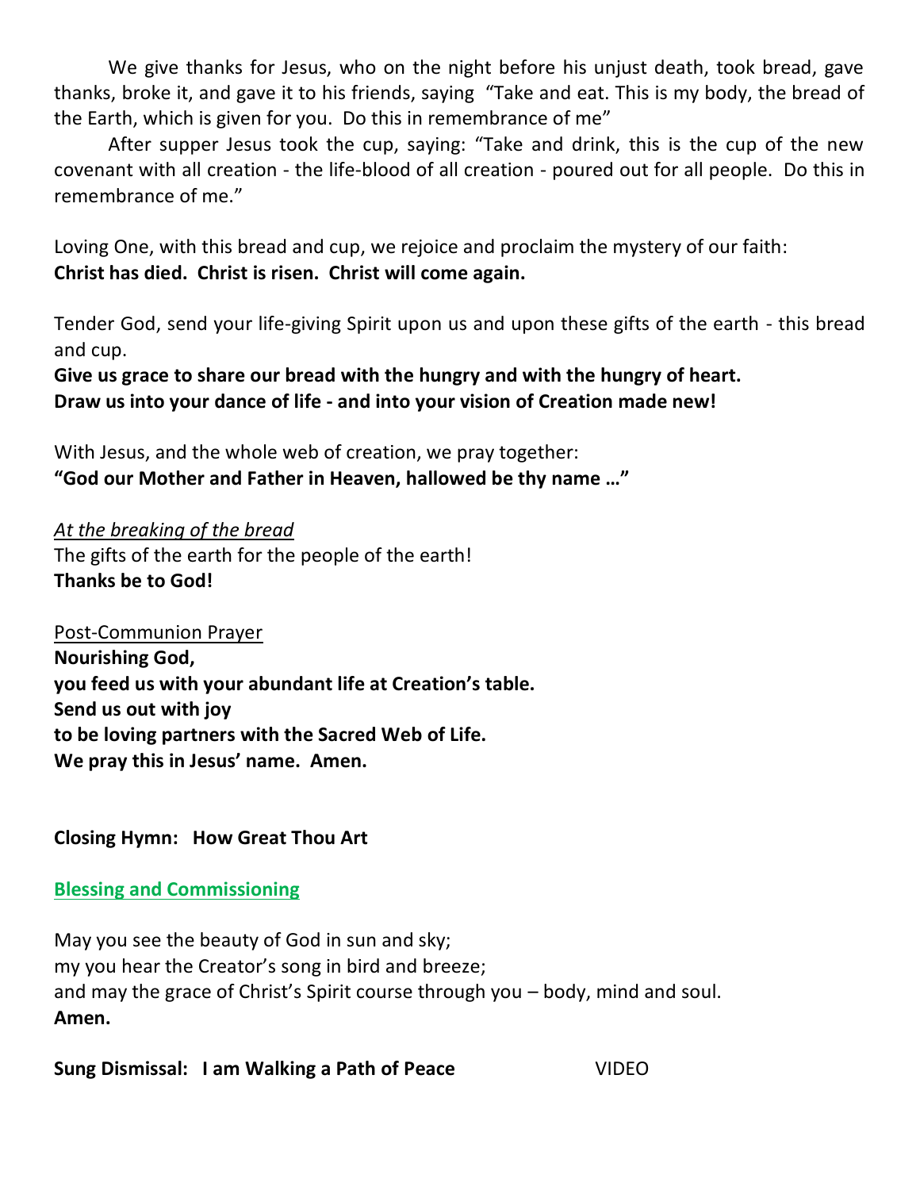We give thanks for Jesus, who on the night before his unjust death, took bread, gave thanks, broke it, and gave it to his friends, saying "Take and eat. This is my body, the bread of the Earth, which is given for you. Do this in remembrance of me"

After supper Jesus took the cup, saying: "Take and drink, this is the cup of the new covenant with all creation - the life-blood of all creation - poured out for all people. Do this in remembrance of me."

Loving One, with this bread and cup, we rejoice and proclaim the mystery of our faith:
**Christ has died. Christ is risen. Christ will come again.**

Tender God, send your life-giving Spirit upon us and upon these gifts of the earth - this bread and cup.
**Give us grace to share our bread with the hungry and with the hungry of heart.**
**Draw us into your dance of life - and into your vision of Creation made new!**

With Jesus, and the whole web of creation, we pray together:
**"God our Mother and Father in Heaven, hallowed be thy name …"**

*At the breaking of the bread*
The gifts of the earth for the people of the earth!
**Thanks be to God!**

Post-Communion Prayer
**Nourishing God,**
**you feed us with your abundant life at Creation's table.**
**Send us out with joy**
**to be loving partners with the Sacred Web of Life.**
**We pray this in Jesus' name. Amen.**

**Closing Hymn: How Great Thou Art**

**Blessing and Commissioning**

May you see the beauty of God in sun and sky;
my you hear the Creator's song in bird and breeze;
and may the grace of Christ's Spirit course through you – body, mind and soul.
**Amen.**

**Sung Dismissal: I am Walking a Path of Peace** VIDEO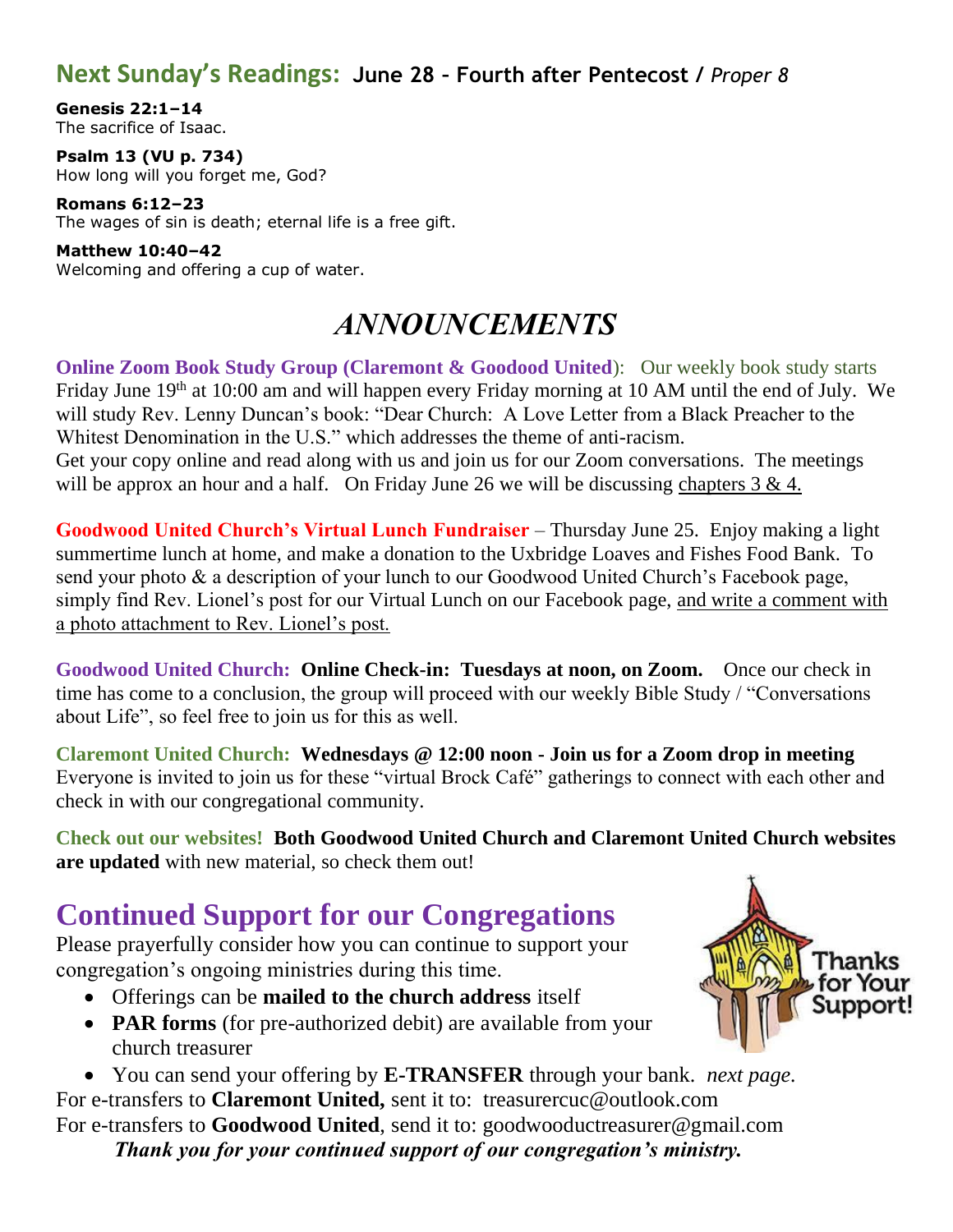## Next Sunday's Readings: June 28 – Fourth after Pentecost / *Proper 8*

**Genesis 22:1–14**
The sacrifice of Isaac.

**Psalm 13 (VU p. 734)**
How long will you forget me, God?

**Romans 6:12–23**
The wages of sin is death; eternal life is a free gift.

**Matthew 10:40–42**
Welcoming and offering a cup of water.

# *ANNOUNCEMENTS*

**Online Zoom Book Study Group (Claremont & Goodood United)**: Our weekly book study starts Friday June 19th at 10:00 am and will happen every Friday morning at 10 AM until the end of July. We will study Rev. Lenny Duncan's book: "Dear Church: A Love Letter from a Black Preacher to the Whitest Denomination in the U.S." which addresses the theme of anti-racism.
Get your copy online and read along with us and join us for our Zoom conversations. The meetings will be approx an hour and a half. On Friday June 26 we will be discussing chapters 3 & 4.

**Goodwood United Church's Virtual Lunch Fundraiser** – Thursday June 25. Enjoy making a light summertime lunch at home, and make a donation to the Uxbridge Loaves and Fishes Food Bank. To send your photo & a description of your lunch to our Goodwood United Church's Facebook page, simply find Rev. Lionel's post for our Virtual Lunch on our Facebook page, and write a comment with a photo attachment to Rev. Lionel's post.

**Goodwood United Church: Online Check-in: Tuesdays at noon, on Zoom.** Once our check in time has come to a conclusion, the group will proceed with our weekly Bible Study / "Conversations about Life", so feel free to join us for this as well.

**Claremont United Church: Wednesdays @ 12:00 noon - Join us for a Zoom drop in meeting** Everyone is invited to join us for these "virtual Brock Café" gatherings to connect with each other and check in with our congregational community.

**Check out our websites! Both Goodwood United Church and Claremont United Church websites are updated** with new material, so check them out!

## Continued Support for our Congregations

Please prayerfully consider how you can continue to support your congregation's ongoing ministries during this time.

- Offerings can be **mailed to the church address** itself
- **PAR forms** (for pre-authorized debit) are available from your church treasurer
- You can send your offering by **E-TRANSFER** through your bank. *next page*.

Thanks for Your Support!

For e-transfers to **Claremont United,** sent it to: treasurercuc@outlook.com
For e-transfers to **Goodwood United**, send it to: goodwooductreasurer@gmail.com

***Thank you for your continued support of our congregation's ministry.***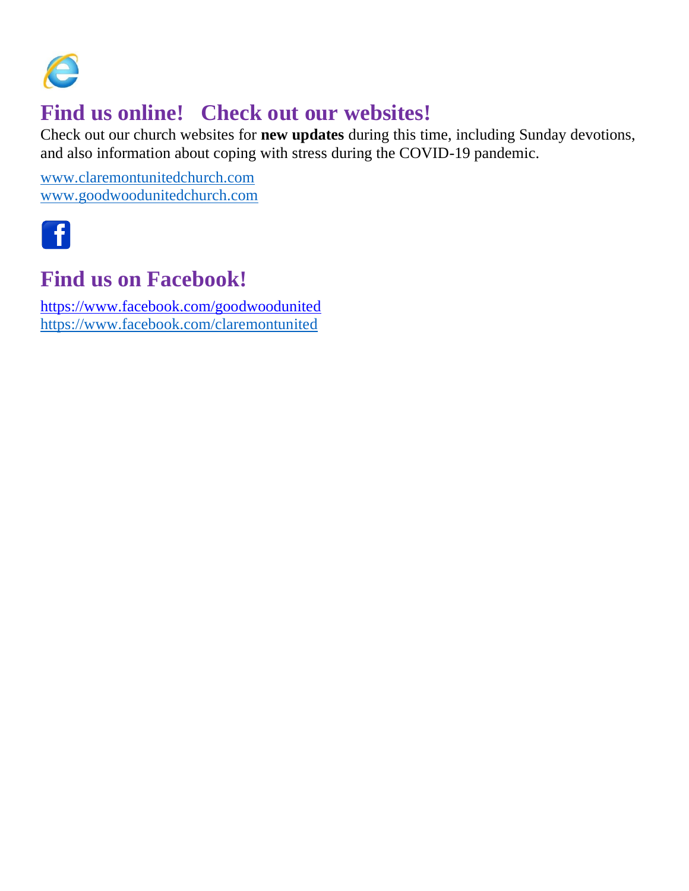## Find us online!   Check out our websites!

Check out our church websites for **new updates** during this time, including Sunday devotions, and also information about coping with stress during the COVID-19 pandemic.

www.claremontunitedchurch.com
www.goodwoodunitedchurch.com

## Find us on Facebook!

https://www.facebook.com/goodwoodunited
https://www.facebook.com/claremontunited